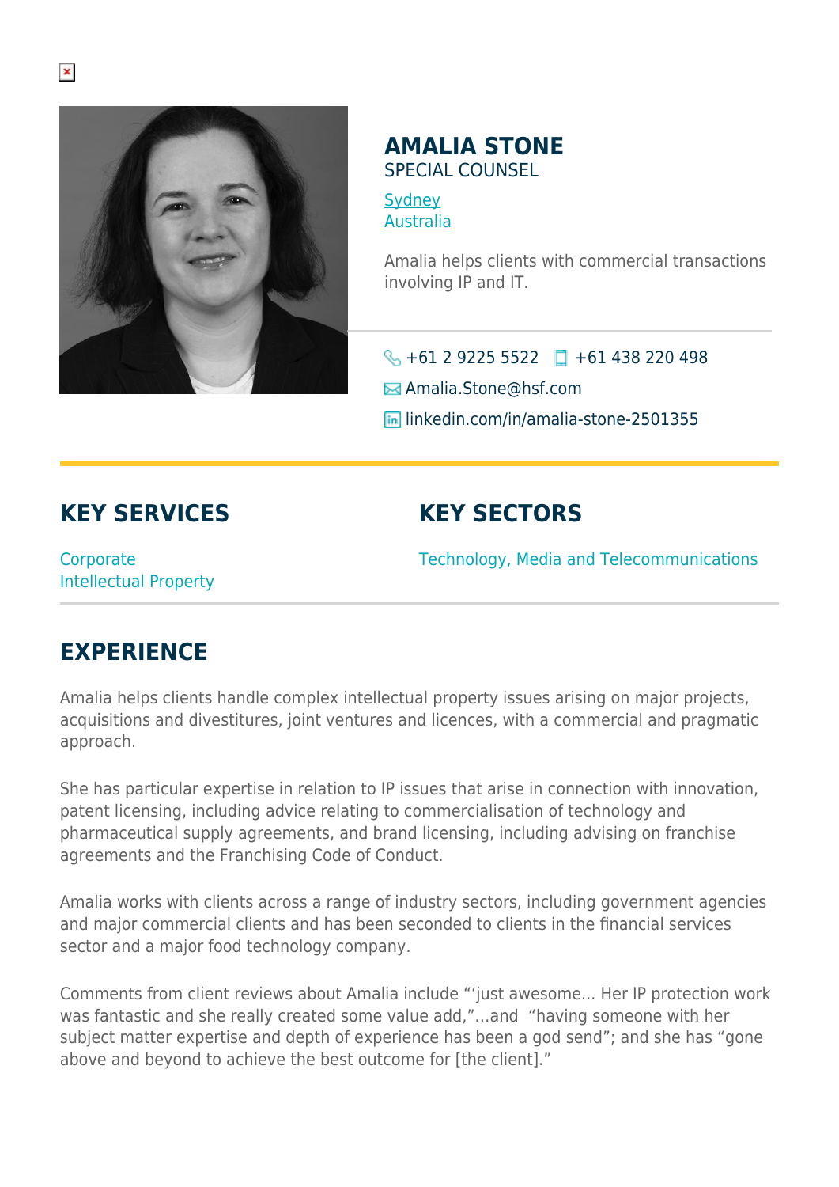# AMALIA STONE

SPECIAL COUNSEL

Sydney
Australia

Amalia helps clients with commercial transactions involving IP and IT.

+61 2 9225 5522 +61 438 220 498

Amalia.Stone@hsf.com

linkedin.com/in/amalia-stone-2501355

## KEY SERVICES

Corporate
Intellectual Property

## KEY SECTORS

Technology, Media and Telecommunications

## EXPERIENCE

Amalia helps clients handle complex intellectual property issues arising on major projects, acquisitions and divestitures, joint ventures and licences, with a commercial and pragmatic approach.

She has particular expertise in relation to IP issues that arise in connection with innovation, patent licensing, including advice relating to commercialisation of technology and pharmaceutical supply agreements, and brand licensing, including advising on franchise agreements and the Franchising Code of Conduct.

Amalia works with clients across a range of industry sectors, including government agencies and major commercial clients and has been seconded to clients in the financial services sector and a major food technology company.

Comments from client reviews about Amalia include "'just awesome... Her IP protection work was fantastic and she really created some value add,"...and "having someone with her subject matter expertise and depth of experience has been a god send"; and she has "gone above and beyond to achieve the best outcome for [the client]."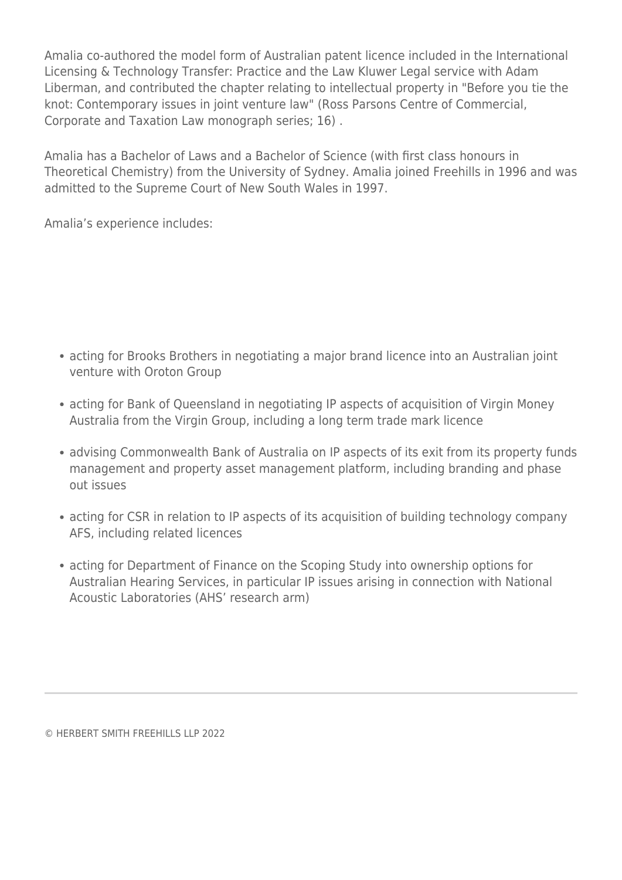Amalia co-authored the model form of Australian patent licence included in the International Licensing & Technology Transfer: Practice and the Law Kluwer Legal service with Adam Liberman, and contributed the chapter relating to intellectual property in "Before you tie the knot: Contemporary issues in joint venture law" (Ross Parsons Centre of Commercial, Corporate and Taxation Law monograph series; 16) .

Amalia has a Bachelor of Laws and a Bachelor of Science (with first class honours in Theoretical Chemistry) from the University of Sydney. Amalia joined Freehills in 1996 and was admitted to the Supreme Court of New South Wales in 1997.

Amalia's experience includes:

- acting for Brooks Brothers in negotiating a major brand licence into an Australian joint venture with Oroton Group
- acting for Bank of Queensland in negotiating IP aspects of acquisition of Virgin Money Australia from the Virgin Group, including a long term trade mark licence
- advising Commonwealth Bank of Australia on IP aspects of its exit from its property funds management and property asset management platform, including branding and phase out issues
- acting for CSR in relation to IP aspects of its acquisition of building technology company AFS, including related licences
- acting for Department of Finance on the Scoping Study into ownership options for Australian Hearing Services, in particular IP issues arising in connection with National Acoustic Laboratories (AHS' research arm)

© HERBERT SMITH FREEHILLS LLP 2022